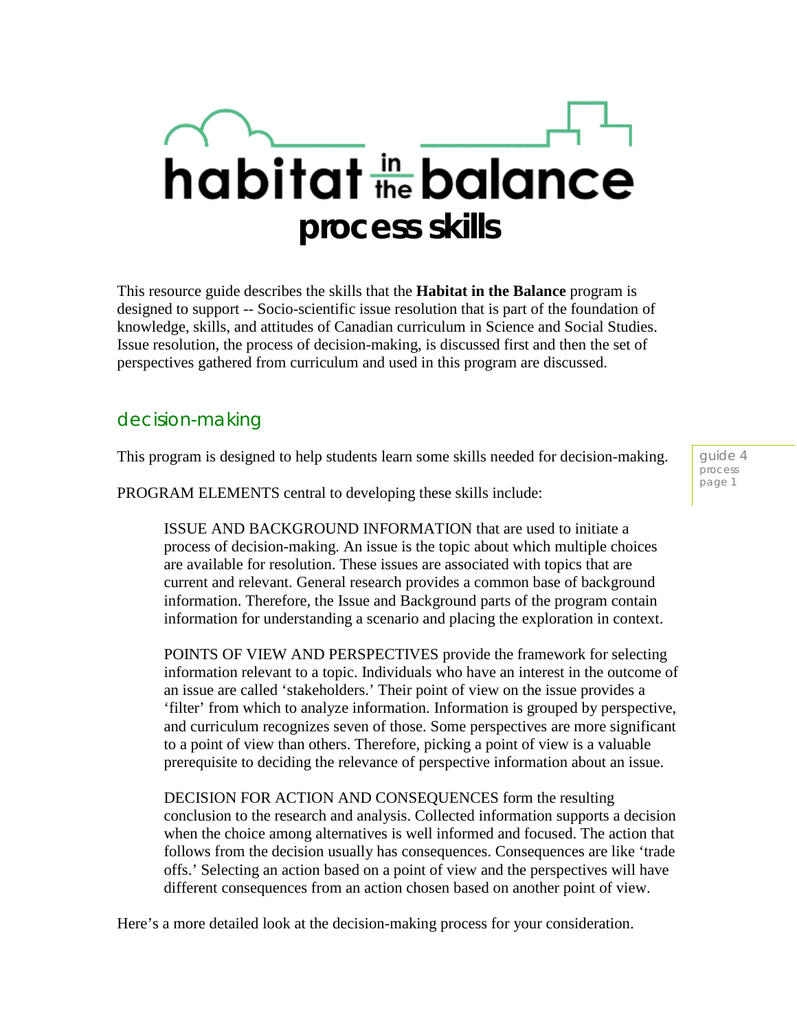# habitat in the balance

## process skills

This resource guide describes the skills that the **Habitat in the Balance** program is designed to support -- Socio-scientific issue resolution that is part of the foundation of knowledge, skills, and attitudes of Canadian curriculum in Science and Social Studies. Issue resolution, the process of decision-making, is discussed first and then the set of perspectives gathered from curriculum and used in this program are discussed.

## decision-making

This program is designed to help students learn some skills needed for decision-making.

PROGRAM ELEMENTS central to developing these skills include:

> ISSUE AND BACKGROUND INFORMATION that are used to initiate a process of decision-making. An issue is the topic about which multiple choices are available for resolution. These issues are associated with topics that are current and relevant. General research provides a common base of background information. Therefore, the Issue and Background parts of the program contain information for understanding a scenario and placing the exploration in context.
>
> POINTS OF VIEW AND PERSPECTIVES provide the framework for selecting information relevant to a topic. Individuals who have an interest in the outcome of an issue are called 'stakeholders.' Their point of view on the issue provides a 'filter' from which to analyze information. Information is grouped by perspective, and curriculum recognizes seven of those. Some perspectives are more significant to a point of view than others. Therefore, picking a point of view is a valuable prerequisite to deciding the relevance of perspective information about an issue.
>
> DECISION FOR ACTION AND CONSEQUENCES form the resulting conclusion to the research and analysis. Collected information supports a decision when the choice among alternatives is well informed and focused. The action that follows from the decision usually has consequences. Consequences are like 'trade offs.' Selecting an action based on a point of view and the perspectives will have different consequences from an action chosen based on another point of view.

Here's a more detailed look at the decision-making process for your consideration.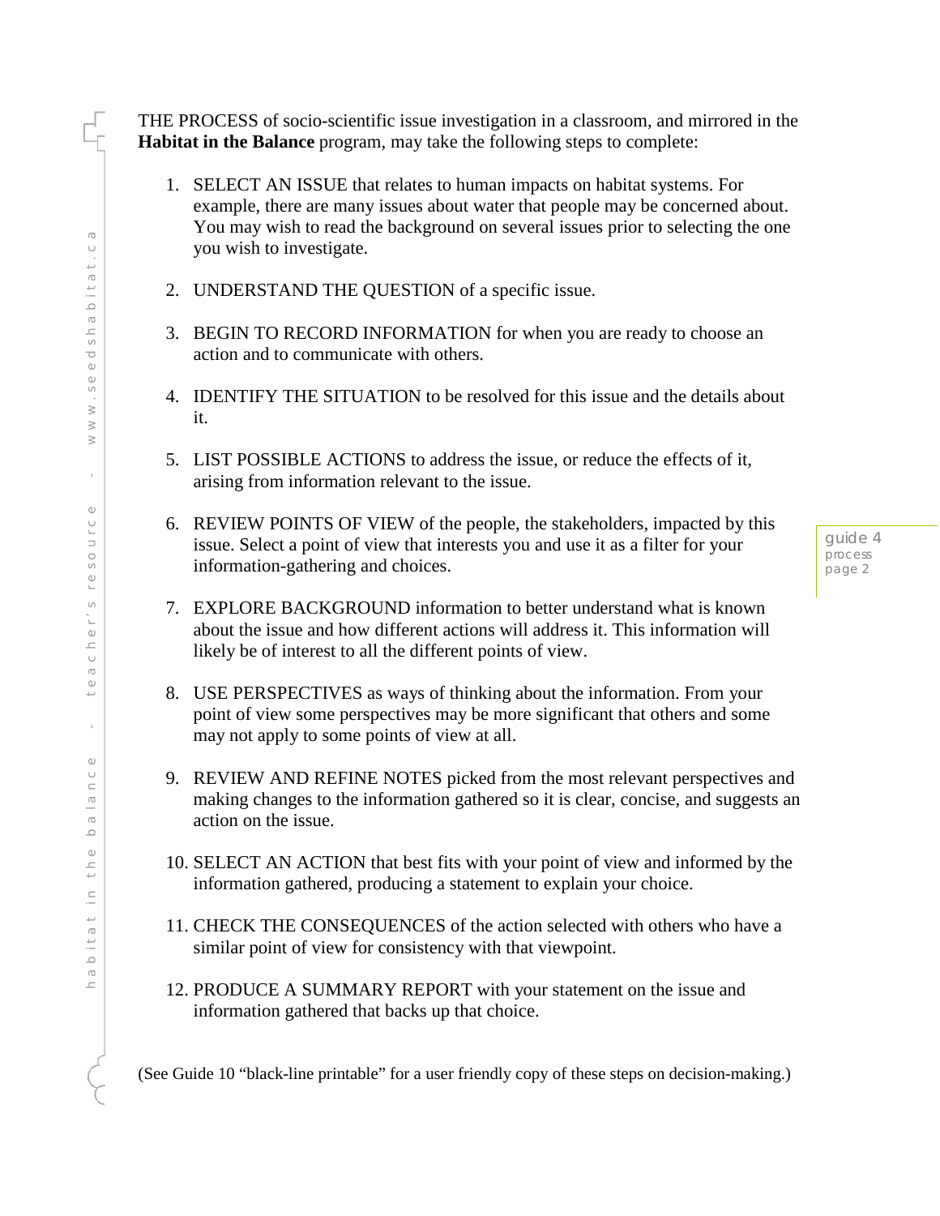THE PROCESS of socio-scientific issue investigation in a classroom, and mirrored in the **Habitat in the Balance** program, may take the following steps to complete:

1. SELECT AN ISSUE that relates to human impacts on habitat systems. For example, there are many issues about water that people may be concerned about. You may wish to read the background on several issues prior to selecting the one you wish to investigate.

2. UNDERSTAND THE QUESTION of a specific issue.

3. BEGIN TO RECORD INFORMATION for when you are ready to choose an action and to communicate with others.

4. IDENTIFY THE SITUATION to be resolved for this issue and the details about it.

5. LIST POSSIBLE ACTIONS to address the issue, or reduce the effects of it, arising from information relevant to the issue.

6. REVIEW POINTS OF VIEW of the people, the stakeholders, impacted by this issue. Select a point of view that interests you and use it as a filter for your information-gathering and choices.

7. EXPLORE BACKGROUND information to better understand what is known about the issue and how different actions will address it. This information will likely be of interest to all the different points of view.

8. USE PERSPECTIVES as ways of thinking about the information. From your point of view some perspectives may be more significant that others and some may not apply to some points of view at all.

9. REVIEW AND REFINE NOTES picked from the most relevant perspectives and making changes to the information gathered so it is clear, concise, and suggests an action on the issue.

10. SELECT AN ACTION that best fits with your point of view and informed by the information gathered, producing a statement to explain your choice.

11. CHECK THE CONSEQUENCES of the action selected with others who have a similar point of view for consistency with that viewpoint.

12. PRODUCE A SUMMARY REPORT with your statement on the issue and information gathered that backs up that choice.

(See Guide 10 "black-line printable" for a user friendly copy of these steps on decision-making.)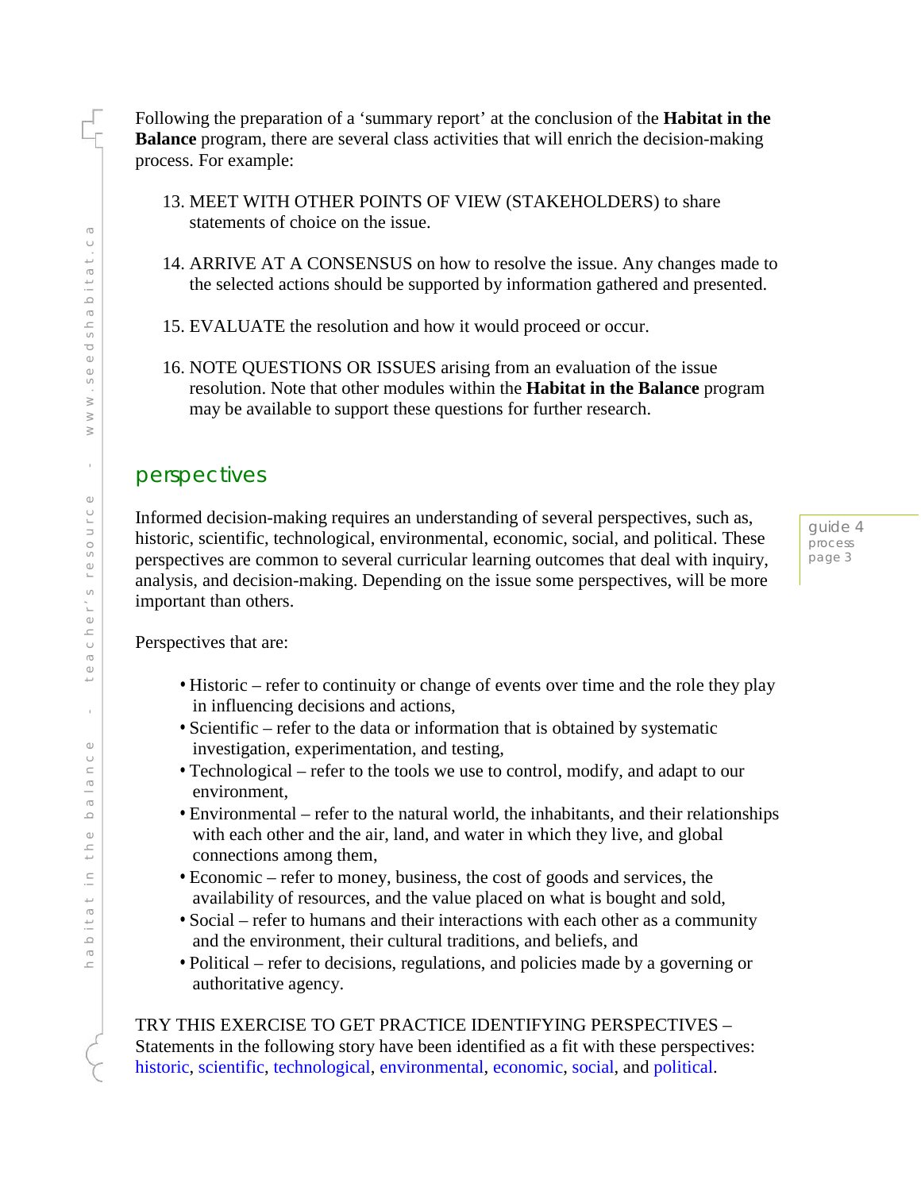Following the preparation of a ‘summary report’ at the conclusion of the **Habitat in the Balance** program, there are several class activities that will enrich the decision-making process. For example:

13. MEET WITH OTHER POINTS OF VIEW (STAKEHOLDERS) to share statements of choice on the issue.

14. ARRIVE AT A CONSENSUS on how to resolve the issue. Any changes made to the selected actions should be supported by information gathered and presented.

15. EVALUATE the resolution and how it would proceed or occur.

16. NOTE QUESTIONS OR ISSUES arising from an evaluation of the issue resolution. Note that other modules within the **Habitat in the Balance** program may be available to support these questions for further research.

## perspectives

Informed decision-making requires an understanding of several perspectives, such as, historic, scientific, technological, environmental, economic, social, and political. These perspectives are common to several curricular learning outcomes that deal with inquiry, analysis, and decision-making. Depending on the issue some perspectives, will be more important than others.

Perspectives that are:

- Historic – refer to continuity or change of events over time and the role they play in influencing decisions and actions,
- Scientific – refer to the data or information that is obtained by systematic investigation, experimentation, and testing,
- Technological – refer to the tools we use to control, modify, and adapt to our environment,
- Environmental – refer to the natural world, the inhabitants, and their relationships with each other and the air, land, and water in which they live, and global connections among them,
- Economic – refer to money, business, the cost of goods and services, the availability of resources, and the value placed on what is bought and sold,
- Social – refer to humans and their interactions with each other as a community and the environment, their cultural traditions, and beliefs, and
- Political – refer to decisions, regulations, and policies made by a governing or authoritative agency.

TRY THIS EXERCISE TO GET PRACTICE IDENTIFYING PERSPECTIVES – Statements in the following story have been identified as a fit with these perspectives: historic, scientific, technological, environmental, economic, social, and political.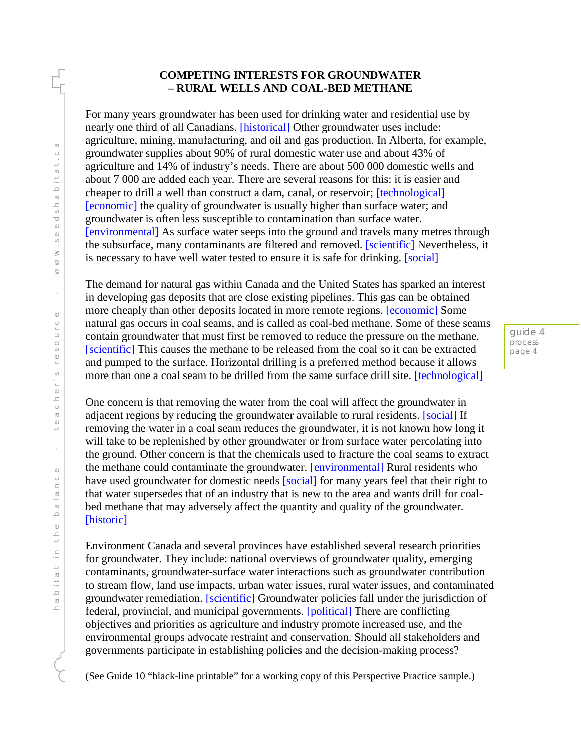**COMPETING INTERESTS FOR GROUNDWATER – RURAL WELLS AND COAL-BED METHANE**

For many years groundwater has been used for drinking water and residential use by nearly one third of all Canadians. [historical] Other groundwater uses include: agriculture, mining, manufacturing, and oil and gas production. In Alberta, for example, groundwater supplies about 90% of rural domestic water use and about 43% of agriculture and 14% of industry's needs. There are about 500 000 domestic wells and about 7 000 are added each year. There are several reasons for this: it is easier and cheaper to drill a well than construct a dam, canal, or reservoir; [technological] [economic] the quality of groundwater is usually higher than surface water; and groundwater is often less susceptible to contamination than surface water. [environmental] As surface water seeps into the ground and travels many metres through the subsurface, many contaminants are filtered and removed. [scientific] Nevertheless, it is necessary to have well water tested to ensure it is safe for drinking. [social]

The demand for natural gas within Canada and the United States has sparked an interest in developing gas deposits that are close existing pipelines. This gas can be obtained more cheaply than other deposits located in more remote regions. [economic] Some natural gas occurs in coal seams, and is called as coal-bed methane. Some of these seams contain groundwater that must first be removed to reduce the pressure on the methane. [scientific] This causes the methane to be released from the coal so it can be extracted and pumped to the surface. Horizontal drilling is a preferred method because it allows more than one a coal seam to be drilled from the same surface drill site. [technological]

One concern is that removing the water from the coal will affect the groundwater in adjacent regions by reducing the groundwater available to rural residents. [social] If removing the water in a coal seam reduces the groundwater, it is not known how long it will take to be replenished by other groundwater or from surface water percolating into the ground. Other concern is that the chemicals used to fracture the coal seams to extract the methane could contaminate the groundwater. [environmental] Rural residents who have used groundwater for domestic needs [social] for many years feel that their right to that water supersedes that of an industry that is new to the area and wants drill for coal-bed methane that may adversely affect the quantity and quality of the groundwater. [historic]

Environment Canada and several provinces have established several research priorities for groundwater. They include: national overviews of groundwater quality, emerging contaminants, groundwater-surface water interactions such as groundwater contribution to stream flow, land use impacts, urban water issues, rural water issues, and contaminated groundwater remediation. [scientific] Groundwater policies fall under the jurisdiction of federal, provincial, and municipal governments. [political] There are conflicting objectives and priorities as agriculture and industry promote increased use, and the environmental groups advocate restraint and conservation. Should all stakeholders and governments participate in establishing policies and the decision-making process?

(See Guide 10 "black-line printable" for a working copy of this Perspective Practice sample.)